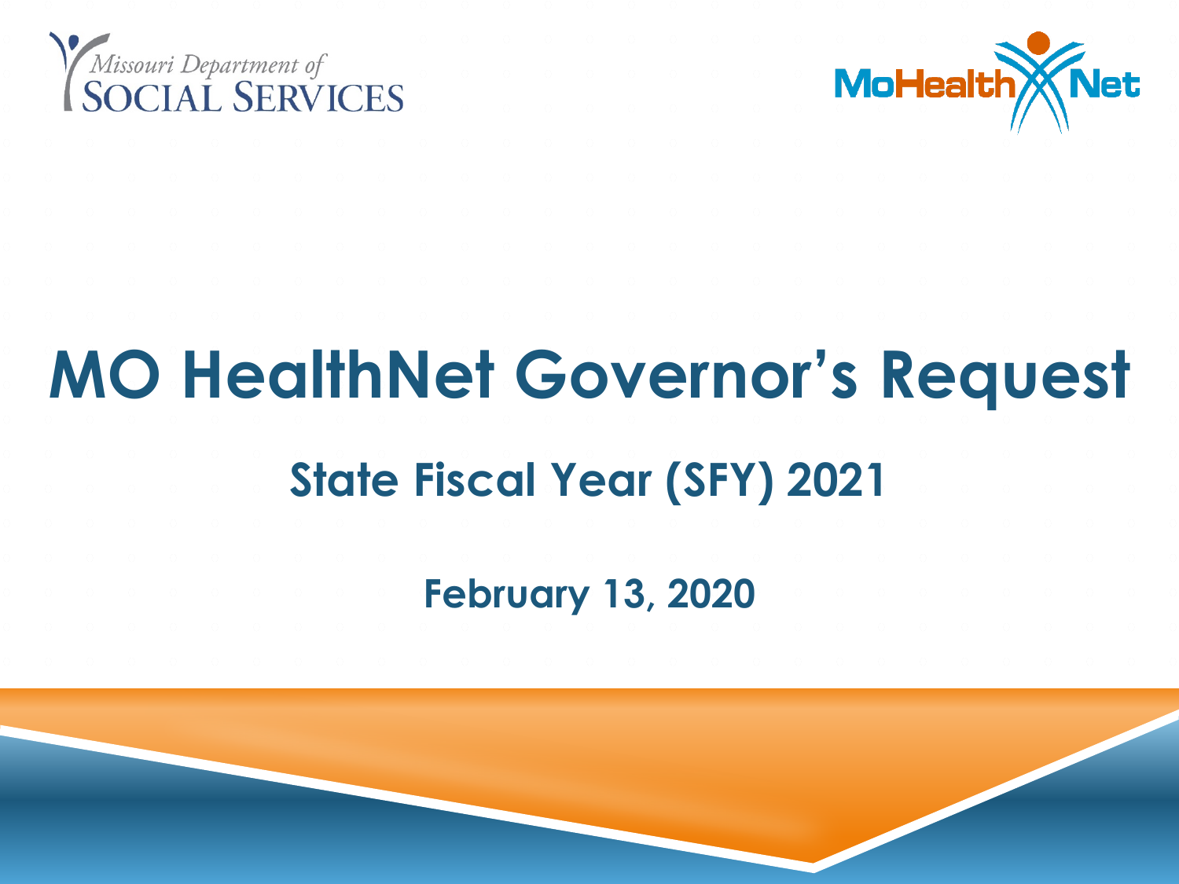Missouri Department of SOCIAL SERVICES

MoHealthNet

# MO HealthNet Governor's Request

## State Fiscal Year (SFY) 2021

**February 13, 2020**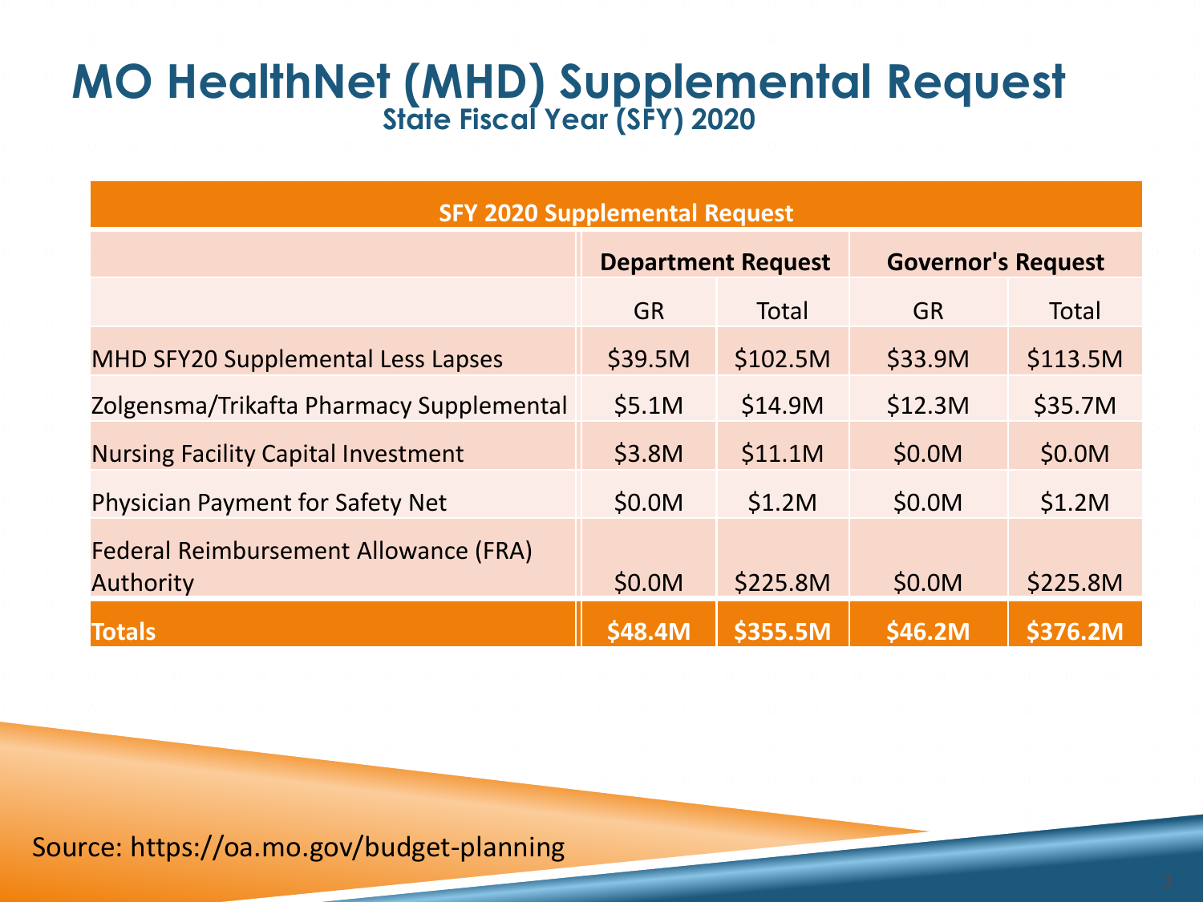# MO HealthNet (MHD) Supplemental Request

## State Fiscal Year (SFY) 2020

| SFY 2020 Supplemental Request | | | | |
|---|---|---|---|---|
| | Department Request | | Governor's Request | |
| | GR | Total | GR | Total |
| MHD SFY20 Supplemental Less Lapses | $39.5M | $102.5M | $33.9M | $113.5M |
| Zolgensma/Trikafta Pharmacy Supplemental | $5.1M | $14.9M | $12.3M | $35.7M |
| Nursing Facility Capital Investment | $3.8M | $11.1M | $0.0M | $0.0M |
| Physician Payment for Safety Net | $0.0M | $1.2M | $0.0M | $1.2M |
| Federal Reimbursement Allowance (FRA) Authority | $0.0M | $225.8M | $0.0M | $225.8M |
| **Totals** | **$48.4M** | **$355.5M** | **$46.2M** | **$376.2M** |

Source: https://oa.mo.gov/budget-planning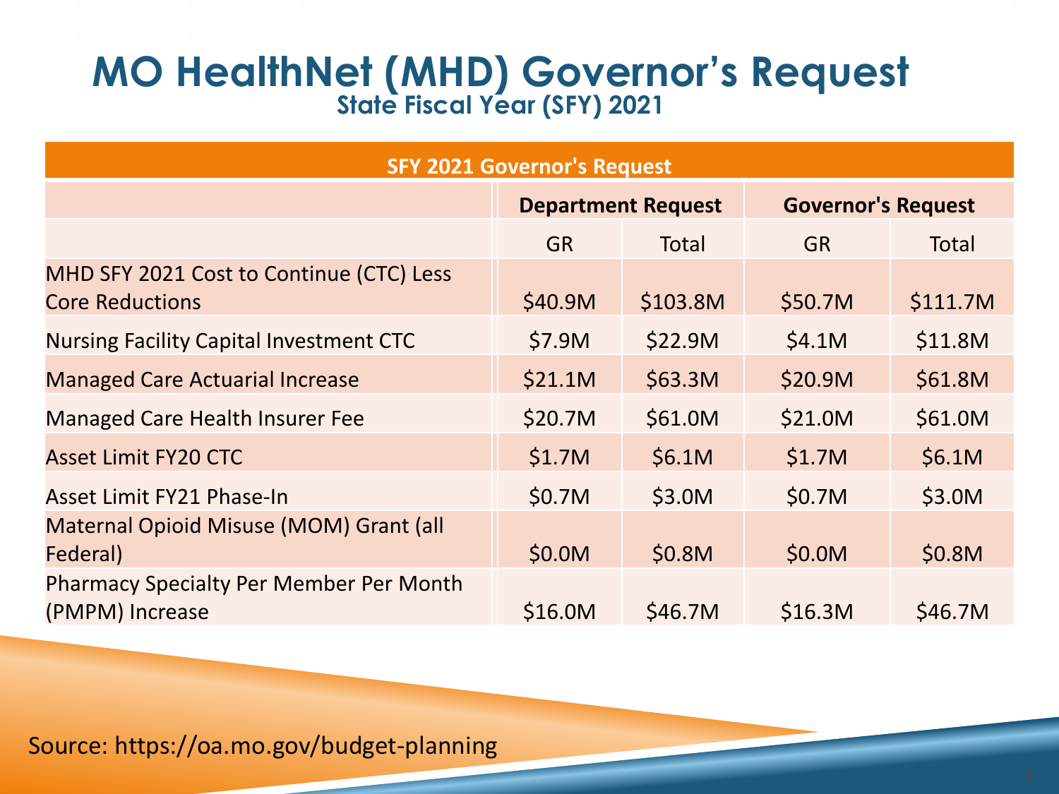# MO HealthNet (MHD) Governor's Request

## State Fiscal Year (SFY) 2021

| SFY 2021 Governor's Request | | | | |
|---|---|---|---|---|
| | Department Request | | Governor's Request | |
| | GR | Total | GR | Total |
| MHD SFY 2021 Cost to Continue (CTC) Less Core Reductions | $40.9M | $103.8M | $50.7M | $111.7M |
| Nursing Facility Capital Investment CTC | $7.9M | $22.9M | $4.1M | $11.8M |
| Managed Care Actuarial Increase | $21.1M | $63.3M | $20.9M | $61.8M |
| Managed Care Health Insurer Fee | $20.7M | $61.0M | $21.0M | $61.0M |
| Asset Limit FY20 CTC | $1.7M | $6.1M | $1.7M | $6.1M |
| Asset Limit FY21 Phase-In | $0.7M | $3.0M | $0.7M | $3.0M |
| Maternal Opioid Misuse (MOM) Grant (all Federal) | $0.0M | $0.8M | $0.0M | $0.8M |
| Pharmacy Specialty Per Member Per Month (PMPM) Increase | $16.0M | $46.7M | $16.3M | $46.7M |

Source: https://oa.mo.gov/budget-planning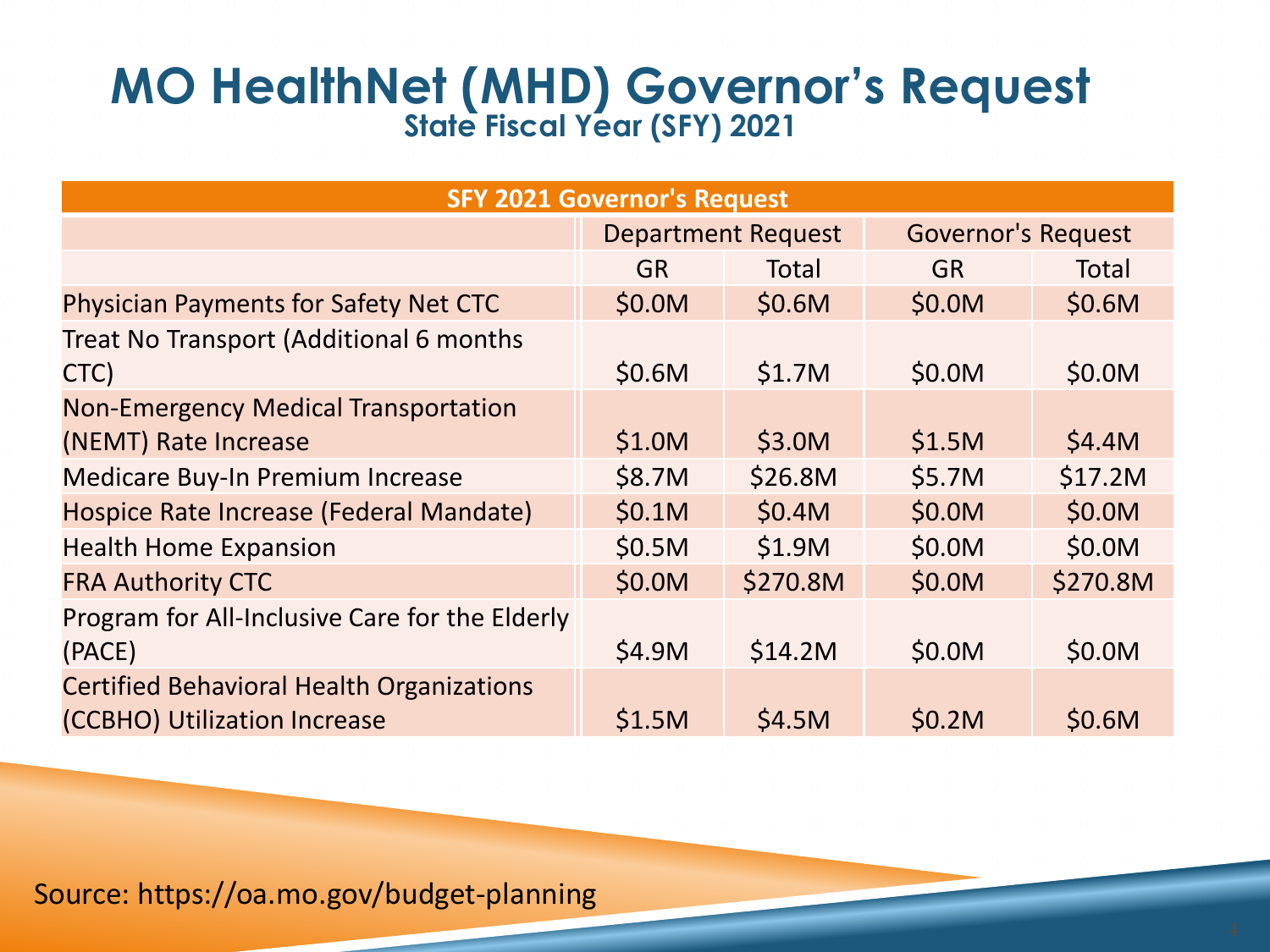# MO HealthNet (MHD) Governor's Request

## State Fiscal Year (SFY) 2021

| SFY 2021 Governor's Request | | | | |
|---|---|---|---|---|
| | Department Request | | Governor's Request | |
| | GR | Total | GR | Total |
| Physician Payments for Safety Net CTC | $0.0M | $0.6M | $0.0M | $0.6M |
| Treat No Transport (Additional 6 months CTC) | $0.6M | $1.7M | $0.0M | $0.0M |
| Non-Emergency Medical Transportation (NEMT) Rate Increase | $1.0M | $3.0M | $1.5M | $4.4M |
| Medicare Buy-In Premium Increase | $8.7M | $26.8M | $5.7M | $17.2M |
| Hospice Rate Increase (Federal Mandate) | $0.1M | $0.4M | $0.0M | $0.0M |
| Health Home Expansion | $0.5M | $1.9M | $0.0M | $0.0M |
| FRA Authority CTC | $0.0M | $270.8M | $0.0M | $270.8M |
| Program for All-Inclusive Care for the Elderly (PACE) | $4.9M | $14.2M | $0.0M | $0.0M |
| Certified Behavioral Health Organizations (CCBHO) Utilization Increase | $1.5M | $4.5M | $0.2M | $0.6M |

Source: https://oa.mo.gov/budget-planning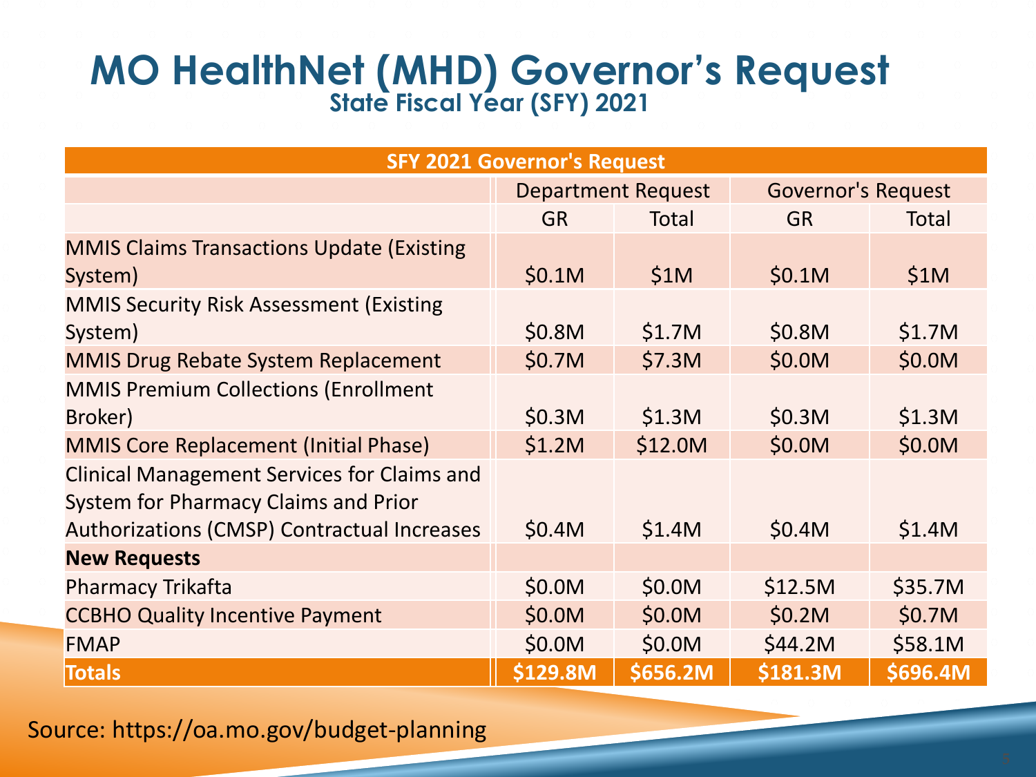# MO HealthNet (MHD) Governor's Request

## State Fiscal Year (SFY) 2021

| SFY 2021 Governor's Request | | | | |
|---|---|---|---|---|
| | Department Request | | Governor's Request | |
| | GR | Total | GR | Total |
| MMIS Claims Transactions Update (Existing System) | $0.1M | $1M | $0.1M | $1M |
| MMIS Security Risk Assessment (Existing System) | $0.8M | $1.7M | $0.8M | $1.7M |
| MMIS Drug Rebate System Replacement | $0.7M | $7.3M | $0.0M | $0.0M |
| MMIS Premium Collections (Enrollment Broker) | $0.3M | $1.3M | $0.3M | $1.3M |
| MMIS Core Replacement (Initial Phase) | $1.2M | $12.0M | $0.0M | $0.0M |
| Clinical Management Services for Claims and System for Pharmacy Claims and Prior Authorizations (CMSP) Contractual Increases | $0.4M | $1.4M | $0.4M | $1.4M |
| **New Requests** | | | | |
| Pharmacy Trikafta | $0.0M | $0.0M | $12.5M | $35.7M |
| CCBHO Quality Incentive Payment | $0.0M | $0.0M | $0.2M | $0.7M |
| FMAP | $0.0M | $0.0M | $44.2M | $58.1M |
| **Totals** | **$129.8M** | **$656.2M** | **$181.3M** | **$696.4M** |

Source: https://oa.mo.gov/budget-planning